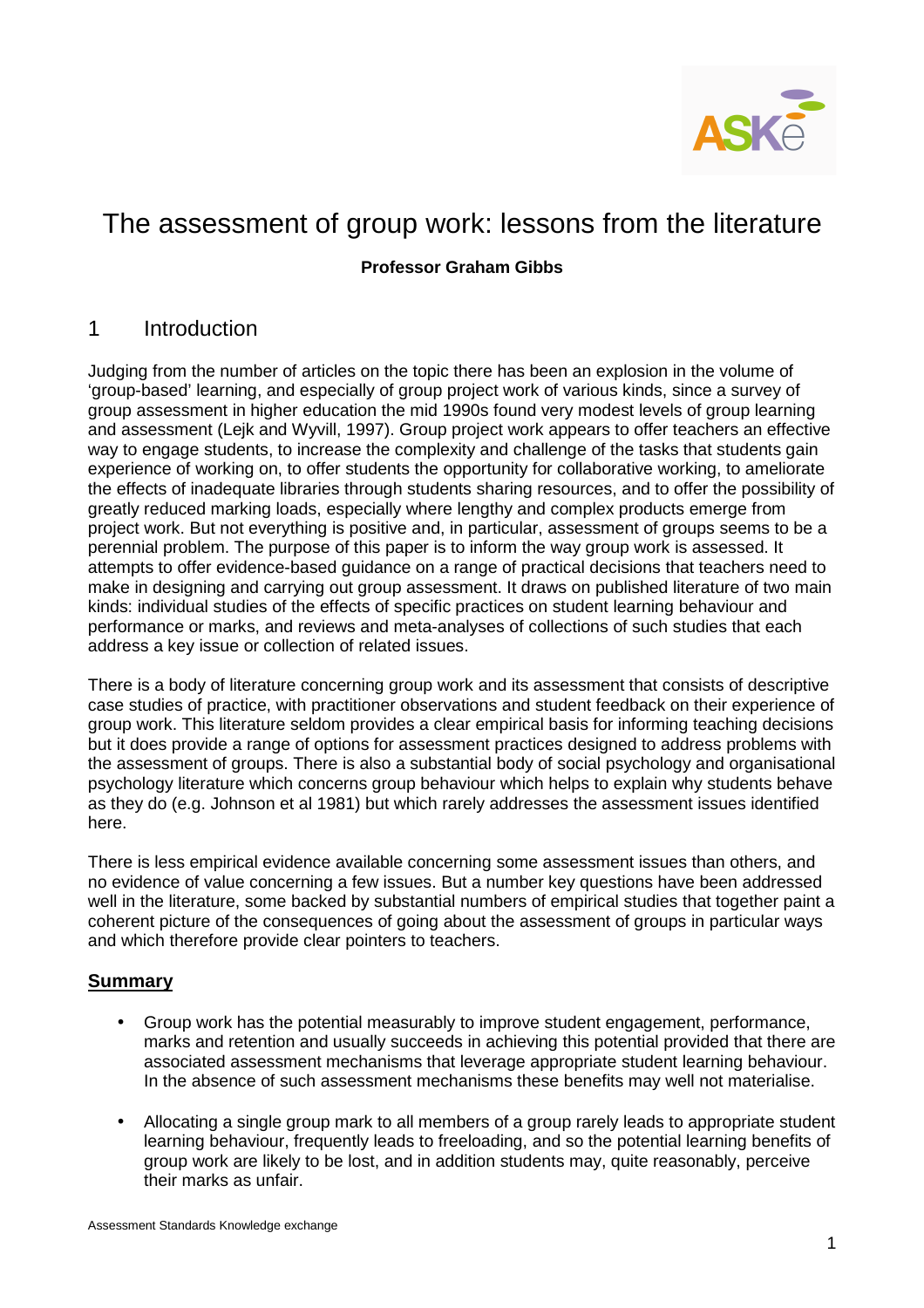# The assessment of group work: lessons from the literature

**Professor Graham Gibbs**

## 1 Introduction

Judging from the number of articles on the topic there has been an explosion in the volume of 'group-based' learning, and especially of group project work of various kinds, since a survey of group assessment in higher education the mid 1990s found very modest levels of group learning and assessment (Lejk and Wyvill, 1997). Group project work appears to offer teachers an effective way to engage students, to increase the complexity and challenge of the tasks that students gain experience of working on, to offer students the opportunity for collaborative working, to ameliorate the effects of inadequate libraries through students sharing resources, and to offer the possibility of greatly reduced marking loads, especially where lengthy and complex products emerge from project work. But not everything is positive and, in particular, assessment of groups seems to be a perennial problem. The purpose of this paper is to inform the way group work is assessed. It attempts to offer evidence-based guidance on a range of practical decisions that teachers need to make in designing and carrying out group assessment. It draws on published literature of two main kinds: individual studies of the effects of specific practices on student learning behaviour and performance or marks, and reviews and meta-analyses of collections of such studies that each address a key issue or collection of related issues.

There is a body of literature concerning group work and its assessment that consists of descriptive case studies of practice, with practitioner observations and student feedback on their experience of group work. This literature seldom provides a clear empirical basis for informing teaching decisions but it does provide a range of options for assessment practices designed to address problems with the assessment of groups. There is also a substantial body of social psychology and organisational psychology literature which concerns group behaviour which helps to explain why students behave as they do (e.g. Johnson et al 1981) but which rarely addresses the assessment issues identified here.

There is less empirical evidence available concerning some assessment issues than others, and no evidence of value concerning a few issues. But a number key questions have been addressed well in the literature, some backed by substantial numbers of empirical studies that together paint a coherent picture of the consequences of going about the assessment of groups in particular ways and which therefore provide clear pointers to teachers.

### Summary

- Group work has the potential measurably to improve student engagement, performance, marks and retention and usually succeeds in achieving this potential provided that there are associated assessment mechanisms that leverage appropriate student learning behaviour. In the absence of such assessment mechanisms these benefits may well not materialise.

- Allocating a single group mark to all members of a group rarely leads to appropriate student learning behaviour, frequently leads to freeloading, and so the potential learning benefits of group work are likely to be lost, and in addition students may, quite reasonably, perceive their marks as unfair.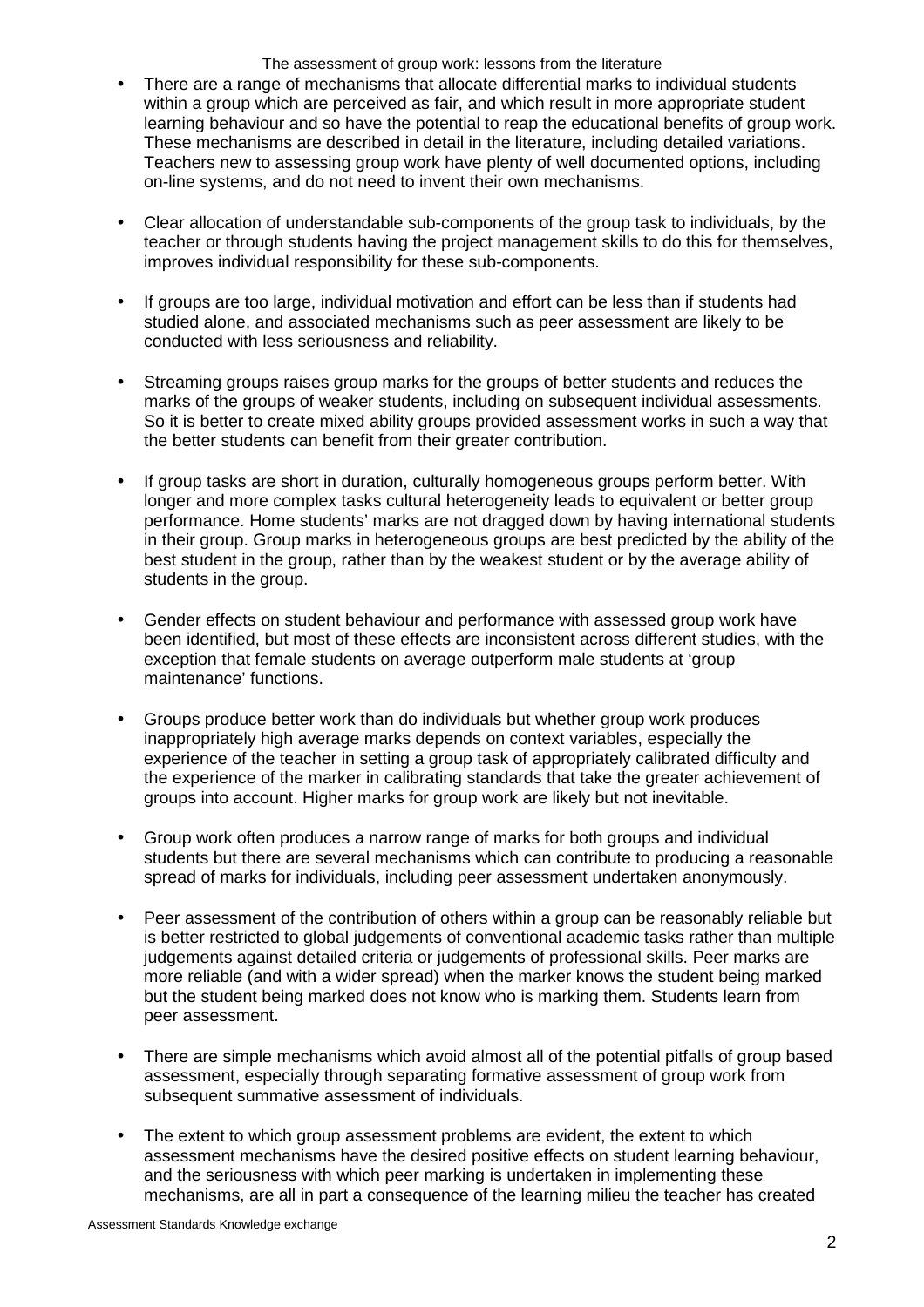- There are a range of mechanisms that allocate differential marks to individual students within a group which are perceived as fair, and which result in more appropriate student learning behaviour and so have the potential to reap the educational benefits of group work. These mechanisms are described in detail in the literature, including detailed variations. Teachers new to assessing group work have plenty of well documented options, including on-line systems, and do not need to invent their own mechanisms.

- Clear allocation of understandable sub-components of the group task to individuals, by the teacher or through students having the project management skills to do this for themselves, improves individual responsibility for these sub-components.

- If groups are too large, individual motivation and effort can be less than if students had studied alone, and associated mechanisms such as peer assessment are likely to be conducted with less seriousness and reliability.

- Streaming groups raises group marks for the groups of better students and reduces the marks of the groups of weaker students, including on subsequent individual assessments. So it is better to create mixed ability groups provided assessment works in such a way that the better students can benefit from their greater contribution.

- If group tasks are short in duration, culturally homogeneous groups perform better. With longer and more complex tasks cultural heterogeneity leads to equivalent or better group performance. Home students' marks are not dragged down by having international students in their group. Group marks in heterogeneous groups are best predicted by the ability of the best student in the group, rather than by the weakest student or by the average ability of students in the group.

- Gender effects on student behaviour and performance with assessed group work have been identified, but most of these effects are inconsistent across different studies, with the exception that female students on average outperform male students at 'group maintenance' functions.

- Groups produce better work than do individuals but whether group work produces inappropriately high average marks depends on context variables, especially the experience of the teacher in setting a group task of appropriately calibrated difficulty and the experience of the marker in calibrating standards that take the greater achievement of groups into account. Higher marks for group work are likely but not inevitable.

- Group work often produces a narrow range of marks for both groups and individual students but there are several mechanisms which can contribute to producing a reasonable spread of marks for individuals, including peer assessment undertaken anonymously.

- Peer assessment of the contribution of others within a group can be reasonably reliable but is better restricted to global judgements of conventional academic tasks rather than multiple judgements against detailed criteria or judgements of professional skills. Peer marks are more reliable (and with a wider spread) when the marker knows the student being marked but the student being marked does not know who is marking them. Students learn from peer assessment.

- There are simple mechanisms which avoid almost all of the potential pitfalls of group based assessment, especially through separating formative assessment of group work from subsequent summative assessment of individuals.

- The extent to which group assessment problems are evident, the extent to which assessment mechanisms have the desired positive effects on student learning behaviour, and the seriousness with which peer marking is undertaken in implementing these mechanisms, are all in part a consequence of the learning milieu the teacher has created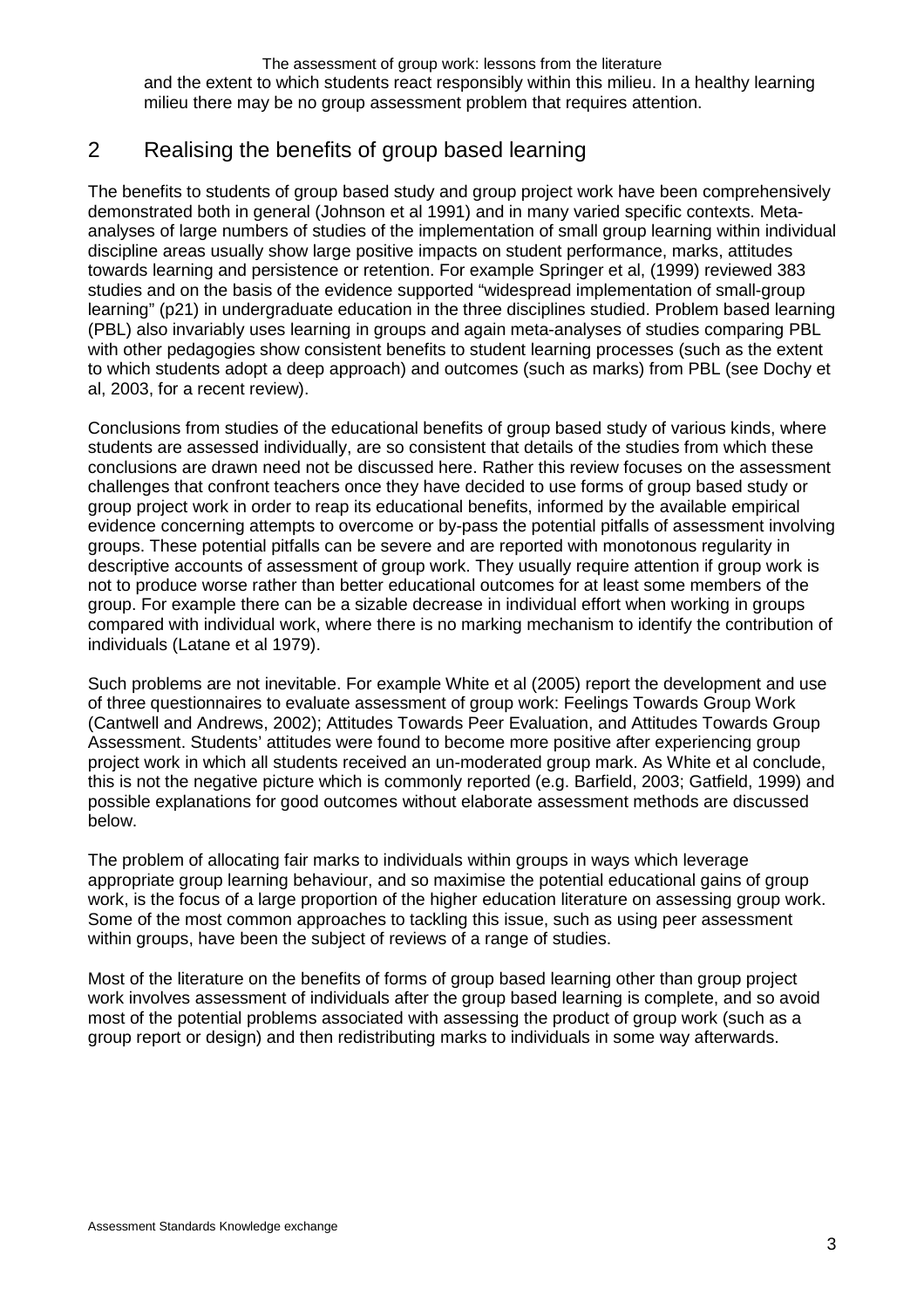and the extent to which students react responsibly within this milieu. In a healthy learning milieu there may be no group assessment problem that requires attention.

## 2 Realising the benefits of group based learning

The benefits to students of group based study and group project work have been comprehensively demonstrated both in general (Johnson et al 1991) and in many varied specific contexts. Meta-analyses of large numbers of studies of the implementation of small group learning within individual discipline areas usually show large positive impacts on student performance, marks, attitudes towards learning and persistence or retention. For example Springer et al, (1999) reviewed 383 studies and on the basis of the evidence supported "widespread implementation of small-group learning" (p21) in undergraduate education in the three disciplines studied. Problem based learning (PBL) also invariably uses learning in groups and again meta-analyses of studies comparing PBL with other pedagogies show consistent benefits to student learning processes (such as the extent to which students adopt a deep approach) and outcomes (such as marks) from PBL (see Dochy et al, 2003, for a recent review).

Conclusions from studies of the educational benefits of group based study of various kinds, where students are assessed individually, are so consistent that details of the studies from which these conclusions are drawn need not be discussed here. Rather this review focuses on the assessment challenges that confront teachers once they have decided to use forms of group based study or group project work in order to reap its educational benefits, informed by the available empirical evidence concerning attempts to overcome or by-pass the potential pitfalls of assessment involving groups. These potential pitfalls can be severe and are reported with monotonous regularity in descriptive accounts of assessment of group work. They usually require attention if group work is not to produce worse rather than better educational outcomes for at least some members of the group. For example there can be a sizable decrease in individual effort when working in groups compared with individual work, where there is no marking mechanism to identify the contribution of individuals (Latane et al 1979).

Such problems are not inevitable. For example White et al (2005) report the development and use of three questionnaires to evaluate assessment of group work: Feelings Towards Group Work (Cantwell and Andrews, 2002); Attitudes Towards Peer Evaluation, and Attitudes Towards Group Assessment. Students' attitudes were found to become more positive after experiencing group project work in which all students received an un-moderated group mark. As White et al conclude, this is not the negative picture which is commonly reported (e.g. Barfield, 2003; Gatfield, 1999) and possible explanations for good outcomes without elaborate assessment methods are discussed below.

The problem of allocating fair marks to individuals within groups in ways which leverage appropriate group learning behaviour, and so maximise the potential educational gains of group work, is the focus of a large proportion of the higher education literature on assessing group work. Some of the most common approaches to tackling this issue, such as using peer assessment within groups, have been the subject of reviews of a range of studies.

Most of the literature on the benefits of forms of group based learning other than group project work involves assessment of individuals after the group based learning is complete, and so avoid most of the potential problems associated with assessing the product of group work (such as a group report or design) and then redistributing marks to individuals in some way afterwards.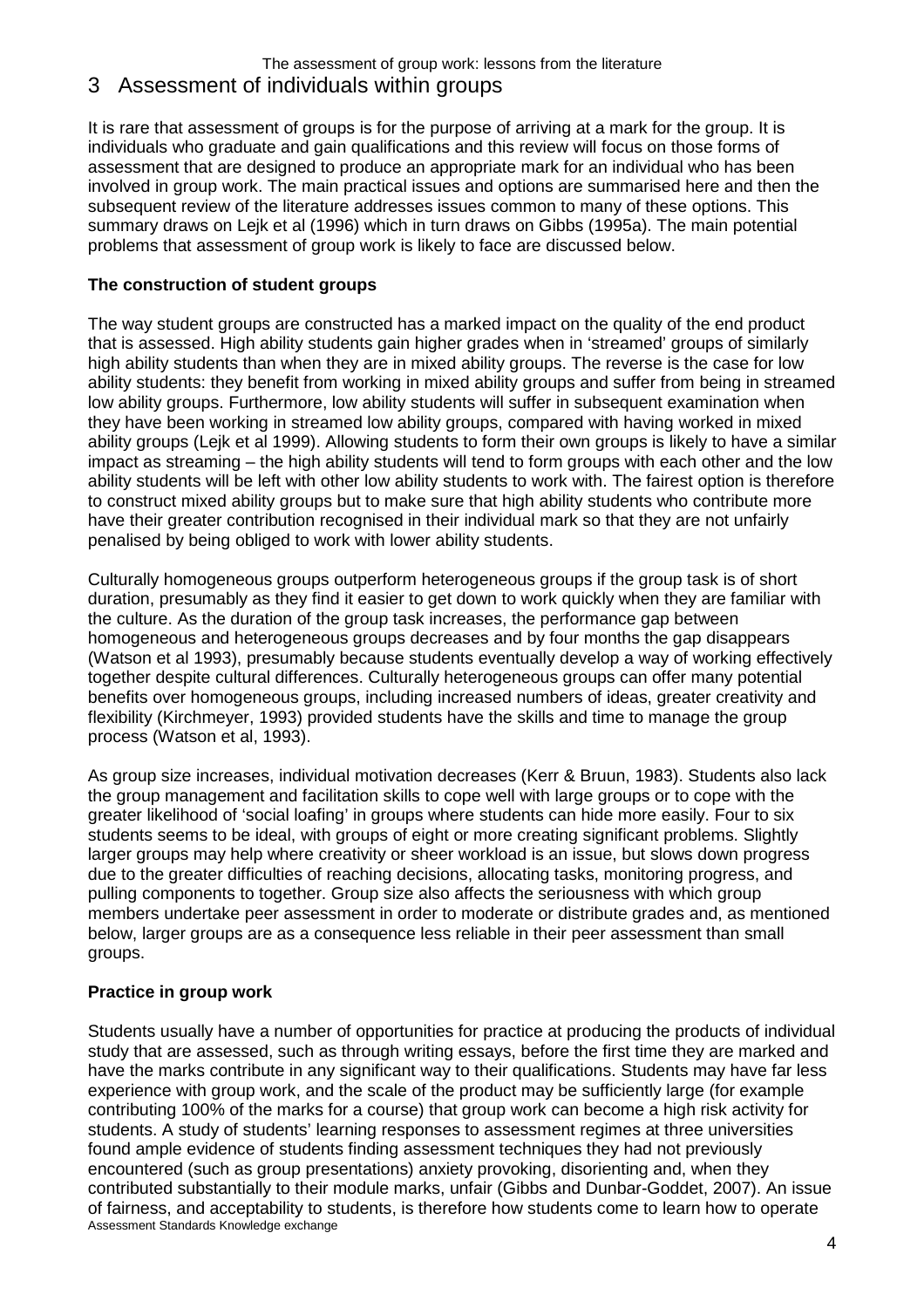# 3 Assessment of individuals within groups

It is rare that assessment of groups is for the purpose of arriving at a mark for the group. It is individuals who graduate and gain qualifications and this review will focus on those forms of assessment that are designed to produce an appropriate mark for an individual who has been involved in group work. The main practical issues and options are summarised here and then the subsequent review of the literature addresses issues common to many of these options. This summary draws on Lejk et al (1996) which in turn draws on Gibbs (1995a). The main potential problems that assessment of group work is likely to face are discussed below.

**The construction of student groups**

The way student groups are constructed has a marked impact on the quality of the end product that is assessed. High ability students gain higher grades when in 'streamed' groups of similarly high ability students than when they are in mixed ability groups. The reverse is the case for low ability students: they benefit from working in mixed ability groups and suffer from being in streamed low ability groups. Furthermore, low ability students will suffer in subsequent examination when they have been working in streamed low ability groups, compared with having worked in mixed ability groups (Lejk et al 1999). Allowing students to form their own groups is likely to have a similar impact as streaming – the high ability students will tend to form groups with each other and the low ability students will be left with other low ability students to work with. The fairest option is therefore to construct mixed ability groups but to make sure that high ability students who contribute more have their greater contribution recognised in their individual mark so that they are not unfairly penalised by being obliged to work with lower ability students.

Culturally homogeneous groups outperform heterogeneous groups if the group task is of short duration, presumably as they find it easier to get down to work quickly when they are familiar with the culture. As the duration of the group task increases, the performance gap between homogeneous and heterogeneous groups decreases and by four months the gap disappears (Watson et al 1993), presumably because students eventually develop a way of working effectively together despite cultural differences. Culturally heterogeneous groups can offer many potential benefits over homogeneous groups, including increased numbers of ideas, greater creativity and flexibility (Kirchmeyer, 1993) provided students have the skills and time to manage the group process (Watson et al, 1993).

As group size increases, individual motivation decreases (Kerr & Bruun, 1983). Students also lack the group management and facilitation skills to cope well with large groups or to cope with the greater likelihood of 'social loafing' in groups where students can hide more easily. Four to six students seems to be ideal, with groups of eight or more creating significant problems. Slightly larger groups may help where creativity or sheer workload is an issue, but slows down progress due to the greater difficulties of reaching decisions, allocating tasks, monitoring progress, and pulling components to together. Group size also affects the seriousness with which group members undertake peer assessment in order to moderate or distribute grades and, as mentioned below, larger groups are as a consequence less reliable in their peer assessment than small groups.

**Practice in group work**

Students usually have a number of opportunities for practice at producing the products of individual study that are assessed, such as through writing essays, before the first time they are marked and have the marks contribute in any significant way to their qualifications. Students may have far less experience with group work, and the scale of the product may be sufficiently large (for example contributing 100% of the marks for a course) that group work can become a high risk activity for students. A study of students' learning responses to assessment regimes at three universities found ample evidence of students finding assessment techniques they had not previously encountered (such as group presentations) anxiety provoking, disorienting and, when they contributed substantially to their module marks, unfair (Gibbs and Dunbar-Goddet, 2007). An issue of fairness, and acceptability to students, is therefore how students come to learn how to operate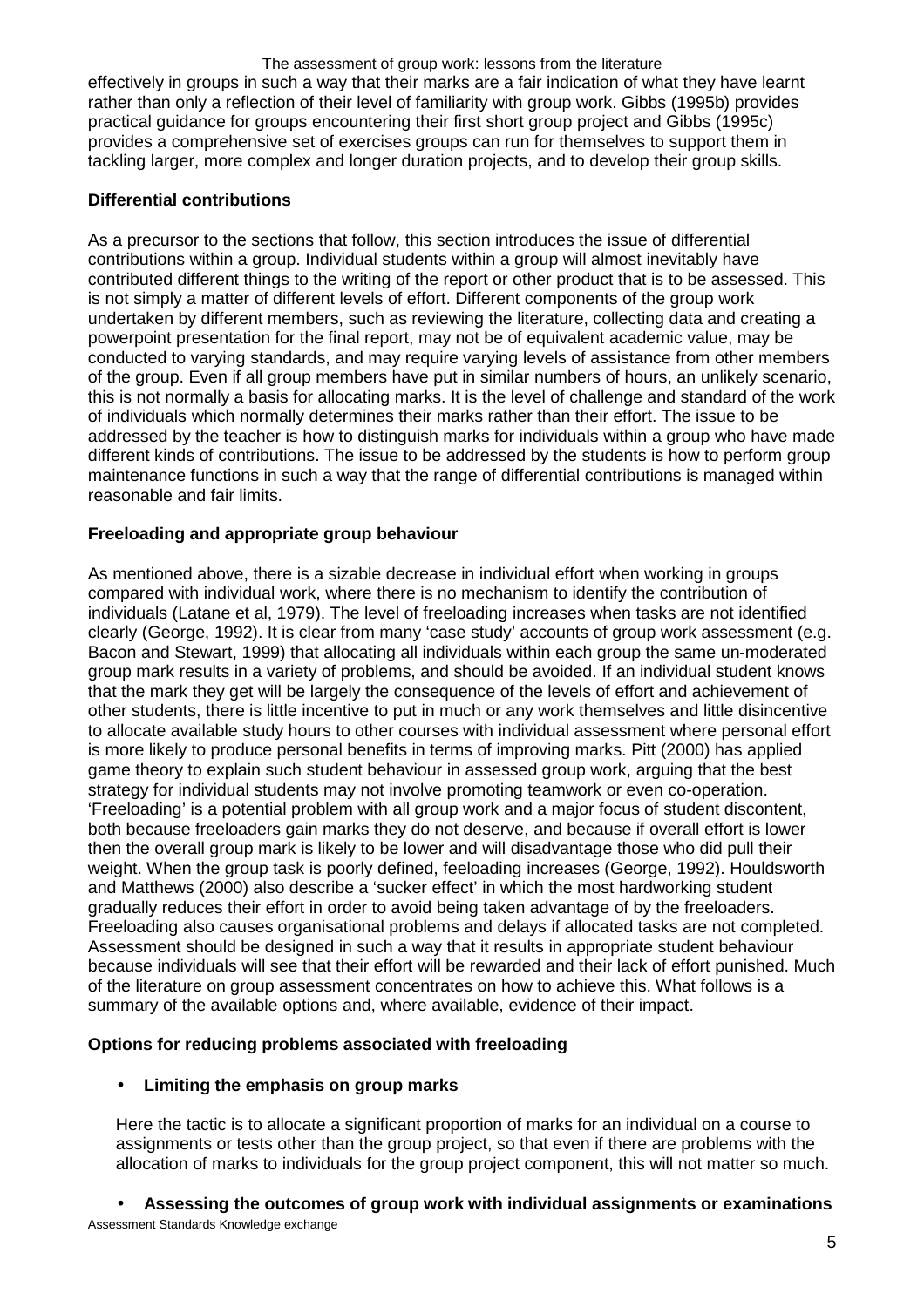effectively in groups in such a way that their marks are a fair indication of what they have learnt rather than only a reflection of their level of familiarity with group work. Gibbs (1995b) provides practical guidance for groups encountering their first short group project and Gibbs (1995c) provides a comprehensive set of exercises groups can run for themselves to support them in tackling larger, more complex and longer duration projects, and to develop their group skills.

### Differential contributions

As a precursor to the sections that follow, this section introduces the issue of differential contributions within a group. Individual students within a group will almost inevitably have contributed different things to the writing of the report or other product that is to be assessed. This is not simply a matter of different levels of effort. Different components of the group work undertaken by different members, such as reviewing the literature, collecting data and creating a powerpoint presentation for the final report, may not be of equivalent academic value, may be conducted to varying standards, and may require varying levels of assistance from other members of the group. Even if all group members have put in similar numbers of hours, an unlikely scenario, this is not normally a basis for allocating marks. It is the level of challenge and standard of the work of individuals which normally determines their marks rather than their effort. The issue to be addressed by the teacher is how to distinguish marks for individuals within a group who have made different kinds of contributions. The issue to be addressed by the students is how to perform group maintenance functions in such a way that the range of differential contributions is managed within reasonable and fair limits.

### Freeloading and appropriate group behaviour

As mentioned above, there is a sizable decrease in individual effort when working in groups compared with individual work, where there is no mechanism to identify the contribution of individuals (Latane et al, 1979). The level of freeloading increases when tasks are not identified clearly (George, 1992). It is clear from many 'case study' accounts of group work assessment (e.g. Bacon and Stewart, 1999) that allocating all individuals within each group the same un-moderated group mark results in a variety of problems, and should be avoided. If an individual student knows that the mark they get will be largely the consequence of the levels of effort and achievement of other students, there is little incentive to put in much or any work themselves and little disincentive to allocate available study hours to other courses with individual assessment where personal effort is more likely to produce personal benefits in terms of improving marks. Pitt (2000) has applied game theory to explain such student behaviour in assessed group work, arguing that the best strategy for individual students may not involve promoting teamwork or even co-operation. 'Freeloading' is a potential problem with all group work and a major focus of student discontent, both because freeloaders gain marks they do not deserve, and because if overall effort is lower then the overall group mark is likely to be lower and will disadvantage those who did pull their weight. When the group task is poorly defined, feeloading increases (George, 1992). Houldsworth and Matthews (2000) also describe a 'sucker effect' in which the most hardworking student gradually reduces their effort in order to avoid being taken advantage of by the freeloaders. Freeloading also causes organisational problems and delays if allocated tasks are not completed. Assessment should be designed in such a way that it results in appropriate student behaviour because individuals will see that their effort will be rewarded and their lack of effort punished. Much of the literature on group assessment concentrates on how to achieve this. What follows is a summary of the available options and, where available, evidence of their impact.

### Options for reducing problems associated with freeloading

- **Limiting the emphasis on group marks**

  Here the tactic is to allocate a significant proportion of marks for an individual on a course to assignments or tests other than the group project, so that even if there are problems with the allocation of marks to individuals for the group project component, this will not matter so much.

- **Assessing the outcomes of group work with individual assignments or examinations**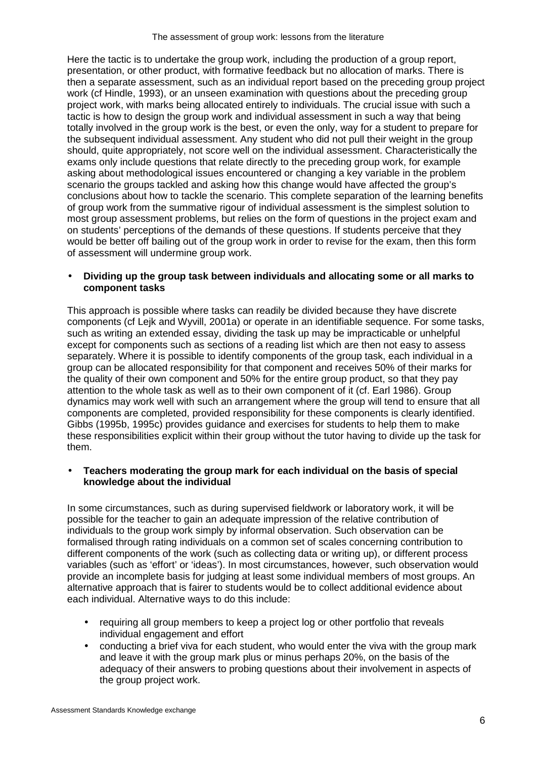Here the tactic is to undertake the group work, including the production of a group report, presentation, or other product, with formative feedback but no allocation of marks. There is then a separate assessment, such as an individual report based on the preceding group project work (cf Hindle, 1993), or an unseen examination with questions about the preceding group project work, with marks being allocated entirely to individuals. The crucial issue with such a tactic is how to design the group work and individual assessment in such a way that being totally involved in the group work is the best, or even the only, way for a student to prepare for the subsequent individual assessment. Any student who did not pull their weight in the group should, quite appropriately, not score well on the individual assessment. Characteristically the exams only include questions that relate directly to the preceding group work, for example asking about methodological issues encountered or changing a key variable in the problem scenario the groups tackled and asking how this change would have affected the group's conclusions about how to tackle the scenario. This complete separation of the learning benefits of group work from the summative rigour of individual assessment is the simplest solution to most group assessment problems, but relies on the form of questions in the project exam and on students' perceptions of the demands of these questions. If students perceive that they would be better off bailing out of the group work in order to revise for the exam, then this form of assessment will undermine group work.

- **Dividing up the group task between individuals and allocating some or all marks to component tasks**

This approach is possible where tasks can readily be divided because they have discrete components (cf Lejk and Wyvill, 2001a) or operate in an identifiable sequence. For some tasks, such as writing an extended essay, dividing the task up may be impracticable or unhelpful except for components such as sections of a reading list which are then not easy to assess separately. Where it is possible to identify components of the group task, each individual in a group can be allocated responsibility for that component and receives 50% of their marks for the quality of their own component and 50% for the entire group product, so that they pay attention to the whole task as well as to their own component of it (cf. Earl 1986). Group dynamics may work well with such an arrangement where the group will tend to ensure that all components are completed, provided responsibility for these components is clearly identified. Gibbs (1995b, 1995c) provides guidance and exercises for students to help them to make these responsibilities explicit within their group without the tutor having to divide up the task for them.

- **Teachers moderating the group mark for each individual on the basis of special knowledge about the individual**

In some circumstances, such as during supervised fieldwork or laboratory work, it will be possible for the teacher to gain an adequate impression of the relative contribution of individuals to the group work simply by informal observation. Such observation can be formalised through rating individuals on a common set of scales concerning contribution to different components of the work (such as collecting data or writing up), or different process variables (such as 'effort' or 'ideas'). In most circumstances, however, such observation would provide an incomplete basis for judging at least some individual members of most groups. An alternative approach that is fairer to students would be to collect additional evidence about each individual. Alternative ways to do this include:

- requiring all group members to keep a project log or other portfolio that reveals individual engagement and effort
- conducting a brief viva for each student, who would enter the viva with the group mark and leave it with the group mark plus or minus perhaps 20%, on the basis of the adequacy of their answers to probing questions about their involvement in aspects of the group project work.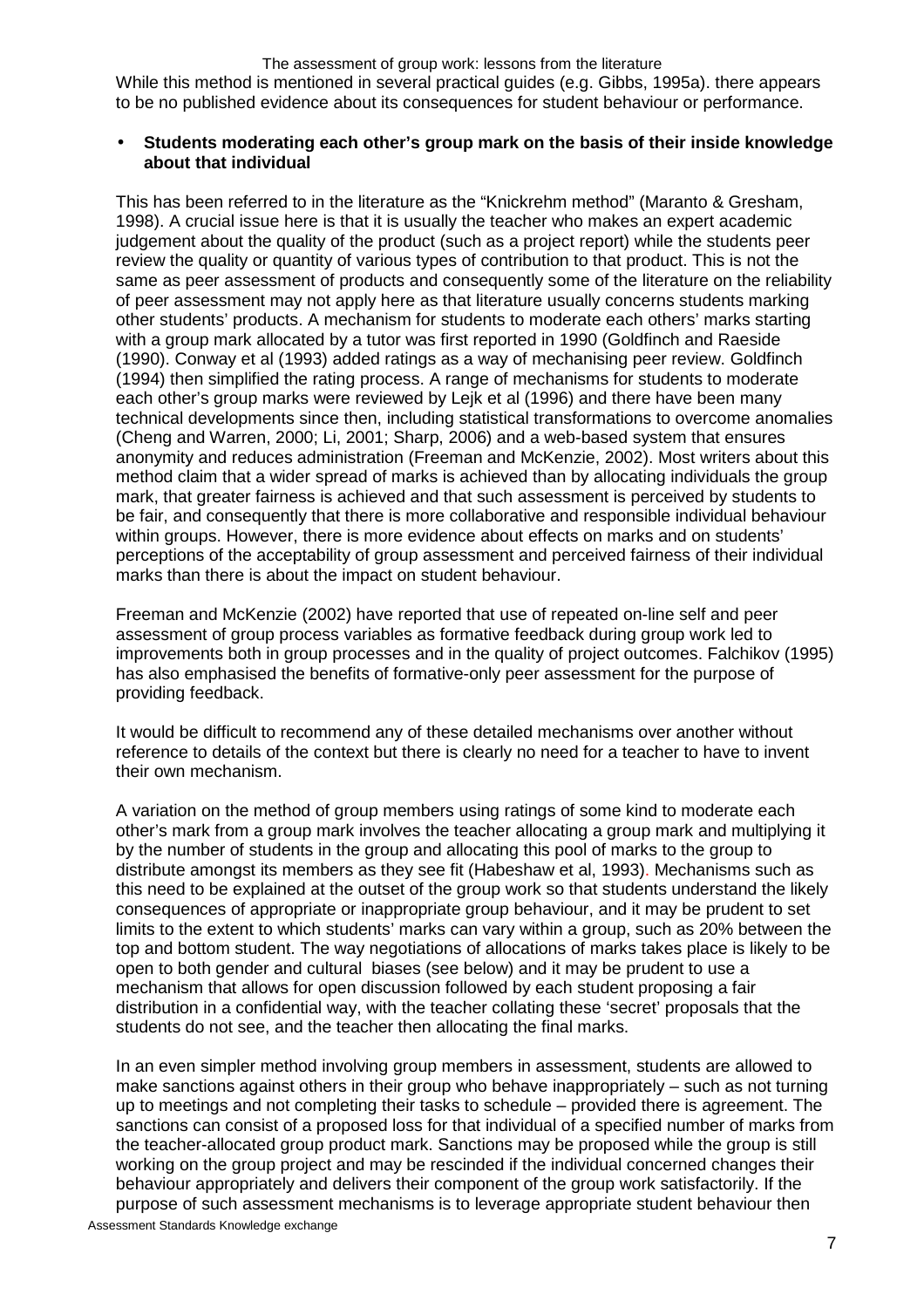While this method is mentioned in several practical guides (e.g. Gibbs, 1995a). there appears to be no published evidence about its consequences for student behaviour or performance.

- **Students moderating each other's group mark on the basis of their inside knowledge about that individual**

This has been referred to in the literature as the "Knickrehm method" (Maranto & Gresham, 1998). A crucial issue here is that it is usually the teacher who makes an expert academic judgement about the quality of the product (such as a project report) while the students peer review the quality or quantity of various types of contribution to that product. This is not the same as peer assessment of products and consequently some of the literature on the reliability of peer assessment may not apply here as that literature usually concerns students marking other students' products. A mechanism for students to moderate each others' marks starting with a group mark allocated by a tutor was first reported in 1990 (Goldfinch and Raeside (1990). Conway et al (1993) added ratings as a way of mechanising peer review. Goldfinch (1994) then simplified the rating process. A range of mechanisms for students to moderate each other's group marks were reviewed by Lejk et al (1996) and there have been many technical developments since then, including statistical transformations to overcome anomalies (Cheng and Warren, 2000; Li, 2001; Sharp, 2006) and a web-based system that ensures anonymity and reduces administration (Freeman and McKenzie, 2002). Most writers about this method claim that a wider spread of marks is achieved than by allocating individuals the group mark, that greater fairness is achieved and that such assessment is perceived by students to be fair, and consequently that there is more collaborative and responsible individual behaviour within groups. However, there is more evidence about effects on marks and on students' perceptions of the acceptability of group assessment and perceived fairness of their individual marks than there is about the impact on student behaviour.

Freeman and McKenzie (2002) have reported that use of repeated on-line self and peer assessment of group process variables as formative feedback during group work led to improvements both in group processes and in the quality of project outcomes. Falchikov (1995) has also emphasised the benefits of formative-only peer assessment for the purpose of providing feedback.

It would be difficult to recommend any of these detailed mechanisms over another without reference to details of the context but there is clearly no need for a teacher to have to invent their own mechanism.

A variation on the method of group members using ratings of some kind to moderate each other's mark from a group mark involves the teacher allocating a group mark and multiplying it by the number of students in the group and allocating this pool of marks to the group to distribute amongst its members as they see fit (Habeshaw et al, 1993). Mechanisms such as this need to be explained at the outset of the group work so that students understand the likely consequences of appropriate or inappropriate group behaviour, and it may be prudent to set limits to the extent to which students' marks can vary within a group, such as 20% between the top and bottom student. The way negotiations of allocations of marks takes place is likely to be open to both gender and cultural biases (see below) and it may be prudent to use a mechanism that allows for open discussion followed by each student proposing a fair distribution in a confidential way, with the teacher collating these 'secret' proposals that the students do not see, and the teacher then allocating the final marks.

In an even simpler method involving group members in assessment, students are allowed to make sanctions against others in their group who behave inappropriately – such as not turning up to meetings and not completing their tasks to schedule – provided there is agreement. The sanctions can consist of a proposed loss for that individual of a specified number of marks from the teacher-allocated group product mark. Sanctions may be proposed while the group is still working on the group project and may be rescinded if the individual concerned changes their behaviour appropriately and delivers their component of the group work satisfactorily. If the purpose of such assessment mechanisms is to leverage appropriate student behaviour then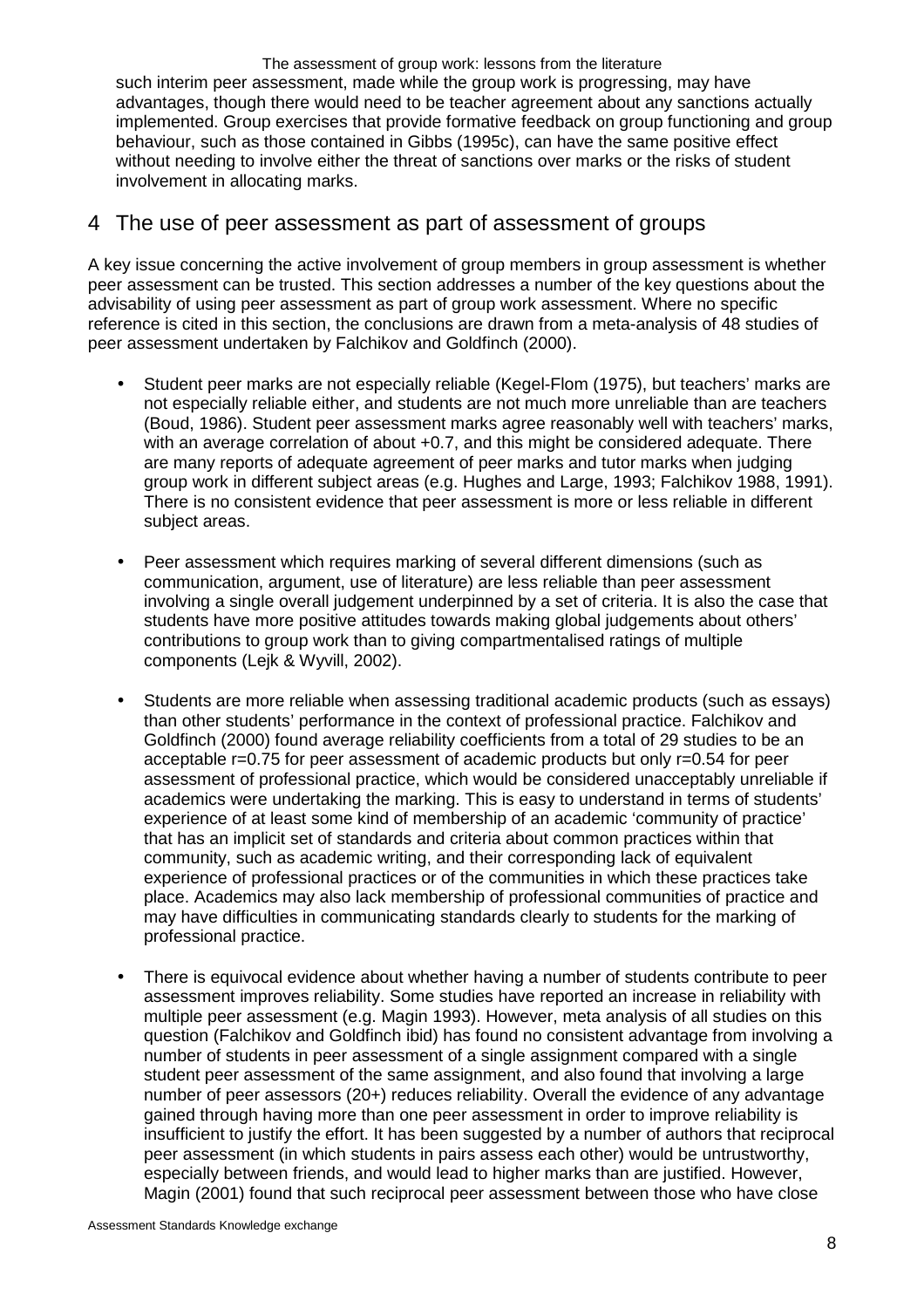such interim peer assessment, made while the group work is progressing, may have advantages, though there would need to be teacher agreement about any sanctions actually implemented. Group exercises that provide formative feedback on group functioning and group behaviour, such as those contained in Gibbs (1995c), can have the same positive effect without needing to involve either the threat of sanctions over marks or the risks of student involvement in allocating marks.

## 4 The use of peer assessment as part of assessment of groups

A key issue concerning the active involvement of group members in group assessment is whether peer assessment can be trusted. This section addresses a number of the key questions about the advisability of using peer assessment as part of group work assessment. Where no specific reference is cited in this section, the conclusions are drawn from a meta-analysis of 48 studies of peer assessment undertaken by Falchikov and Goldfinch (2000).

- Student peer marks are not especially reliable (Kegel-Flom (1975), but teachers' marks are not especially reliable either, and students are not much more unreliable than are teachers (Boud, 1986). Student peer assessment marks agree reasonably well with teachers' marks, with an average correlation of about +0.7, and this might be considered adequate. There are many reports of adequate agreement of peer marks and tutor marks when judging group work in different subject areas (e.g. Hughes and Large, 1993; Falchikov 1988, 1991). There is no consistent evidence that peer assessment is more or less reliable in different subject areas.

- Peer assessment which requires marking of several different dimensions (such as communication, argument, use of literature) are less reliable than peer assessment involving a single overall judgement underpinned by a set of criteria. It is also the case that students have more positive attitudes towards making global judgements about others' contributions to group work than to giving compartmentalised ratings of multiple components (Lejk & Wyvill, 2002).

- Students are more reliable when assessing traditional academic products (such as essays) than other students' performance in the context of professional practice. Falchikov and Goldfinch (2000) found average reliability coefficients from a total of 29 studies to be an acceptable r=0.75 for peer assessment of academic products but only r=0.54 for peer assessment of professional practice, which would be considered unacceptably unreliable if academics were undertaking the marking. This is easy to understand in terms of students' experience of at least some kind of membership of an academic 'community of practice' that has an implicit set of standards and criteria about common practices within that community, such as academic writing, and their corresponding lack of equivalent experience of professional practices or of the communities in which these practices take place. Academics may also lack membership of professional communities of practice and may have difficulties in communicating standards clearly to students for the marking of professional practice.

- There is equivocal evidence about whether having a number of students contribute to peer assessment improves reliability. Some studies have reported an increase in reliability with multiple peer assessment (e.g. Magin 1993). However, meta analysis of all studies on this question (Falchikov and Goldfinch ibid) has found no consistent advantage from involving a number of students in peer assessment of a single assignment compared with a single student peer assessment of the same assignment, and also found that involving a large number of peer assessors (20+) reduces reliability. Overall the evidence of any advantage gained through having more than one peer assessment in order to improve reliability is insufficient to justify the effort. It has been suggested by a number of authors that reciprocal peer assessment (in which students in pairs assess each other) would be untrustworthy, especially between friends, and would lead to higher marks than are justified. However, Magin (2001) found that such reciprocal peer assessment between those who have close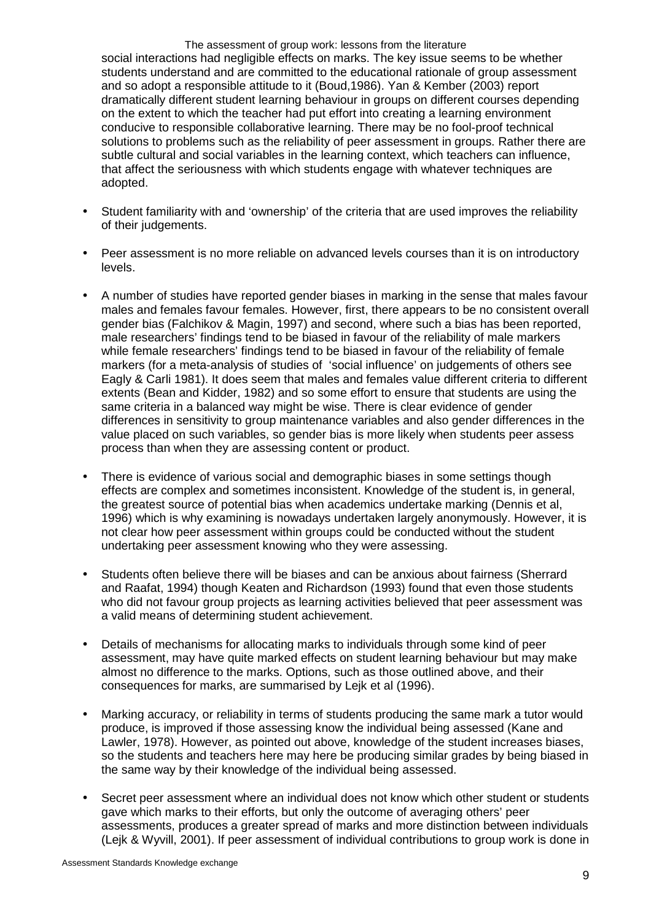social interactions had negligible effects on marks. The key issue seems to be whether students understand and are committed to the educational rationale of group assessment and so adopt a responsible attitude to it (Boud,1986). Yan & Kember (2003) report dramatically different student learning behaviour in groups on different courses depending on the extent to which the teacher had put effort into creating a learning environment conducive to responsible collaborative learning. There may be no fool-proof technical solutions to problems such as the reliability of peer assessment in groups. Rather there are subtle cultural and social variables in the learning context, which teachers can influence, that affect the seriousness with which students engage with whatever techniques are adopted.

- Student familiarity with and 'ownership' of the criteria that are used improves the reliability of their judgements.

- Peer assessment is no more reliable on advanced levels courses than it is on introductory levels.

- A number of studies have reported gender biases in marking in the sense that males favour males and females favour females. However, first, there appears to be no consistent overall gender bias (Falchikov & Magin, 1997) and second, where such a bias has been reported, male researchers' findings tend to be biased in favour of the reliability of male markers while female researchers' findings tend to be biased in favour of the reliability of female markers (for a meta-analysis of studies of 'social influence' on judgements of others see Eagly & Carli 1981). It does seem that males and females value different criteria to different extents (Bean and Kidder, 1982) and so some effort to ensure that students are using the same criteria in a balanced way might be wise. There is clear evidence of gender differences in sensitivity to group maintenance variables and also gender differences in the value placed on such variables, so gender bias is more likely when students peer assess process than when they are assessing content or product.

- There is evidence of various social and demographic biases in some settings though effects are complex and sometimes inconsistent. Knowledge of the student is, in general, the greatest source of potential bias when academics undertake marking (Dennis et al, 1996) which is why examining is nowadays undertaken largely anonymously. However, it is not clear how peer assessment within groups could be conducted without the student undertaking peer assessment knowing who they were assessing.

- Students often believe there will be biases and can be anxious about fairness (Sherrard and Raafat, 1994) though Keaten and Richardson (1993) found that even those students who did not favour group projects as learning activities believed that peer assessment was a valid means of determining student achievement.

- Details of mechanisms for allocating marks to individuals through some kind of peer assessment, may have quite marked effects on student learning behaviour but may make almost no difference to the marks. Options, such as those outlined above, and their consequences for marks, are summarised by Lejk et al (1996).

- Marking accuracy, or reliability in terms of students producing the same mark a tutor would produce, is improved if those assessing know the individual being assessed (Kane and Lawler, 1978). However, as pointed out above, knowledge of the student increases biases, so the students and teachers here may here be producing similar grades by being biased in the same way by their knowledge of the individual being assessed.

- Secret peer assessment where an individual does not know which other student or students gave which marks to their efforts, but only the outcome of averaging others' peer assessments, produces a greater spread of marks and more distinction between individuals (Lejk & Wyvill, 2001). If peer assessment of individual contributions to group work is done in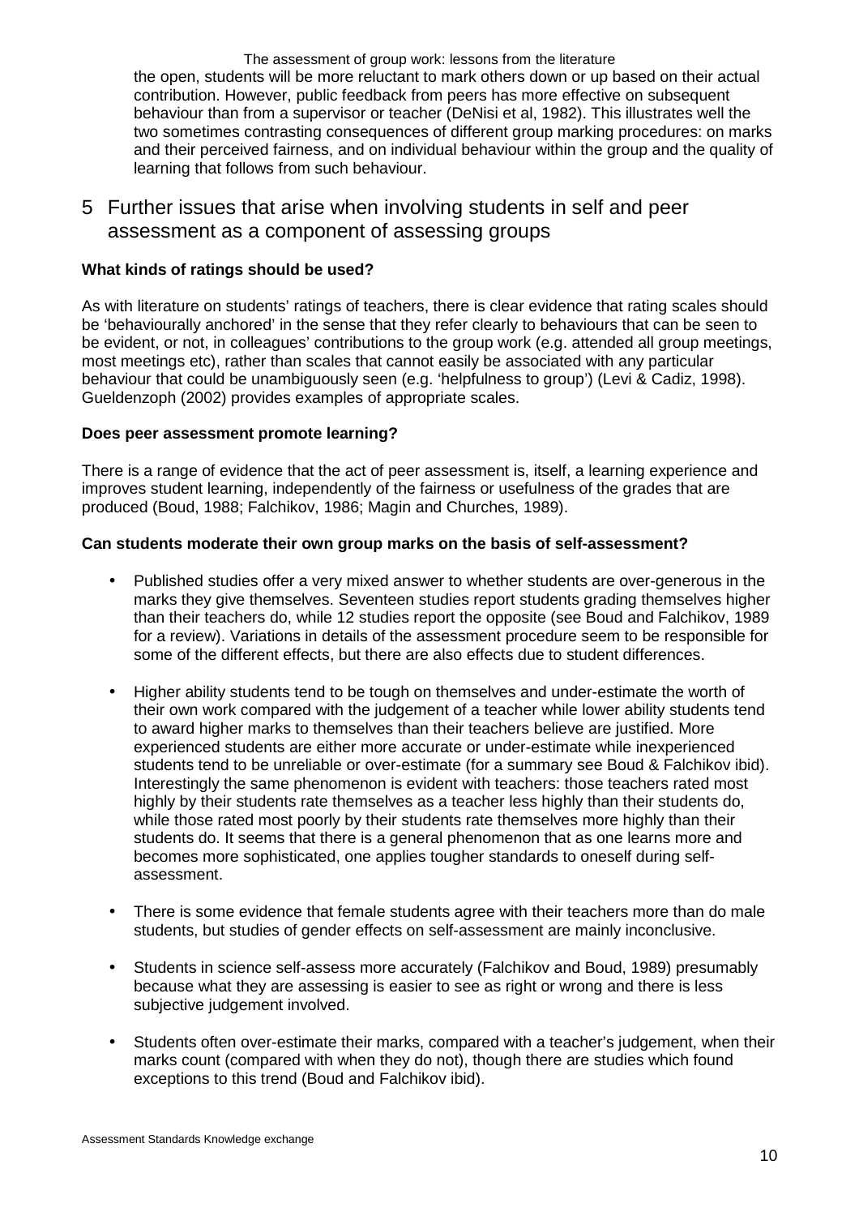the open, students will be more reluctant to mark others down or up based on their actual contribution. However, public feedback from peers has more effective on subsequent behaviour than from a supervisor or teacher (DeNisi et al, 1982). This illustrates well the two sometimes contrasting consequences of different group marking procedures: on marks and their perceived fairness, and on individual behaviour within the group and the quality of learning that follows from such behaviour.

## 5 Further issues that arise when involving students in self and peer assessment as a component of assessing groups

**What kinds of ratings should be used?**

As with literature on students' ratings of teachers, there is clear evidence that rating scales should be 'behaviourally anchored' in the sense that they refer clearly to behaviours that can be seen to be evident, or not, in colleagues' contributions to the group work (e.g. attended all group meetings, most meetings etc), rather than scales that cannot easily be associated with any particular behaviour that could be unambiguously seen (e.g. 'helpfulness to group') (Levi & Cadiz, 1998). Gueldenzoph (2002) provides examples of appropriate scales.

**Does peer assessment promote learning?**

There is a range of evidence that the act of peer assessment is, itself, a learning experience and improves student learning, independently of the fairness or usefulness of the grades that are produced (Boud, 1988; Falchikov, 1986; Magin and Churches, 1989).

**Can students moderate their own group marks on the basis of self-assessment?**

- Published studies offer a very mixed answer to whether students are over-generous in the marks they give themselves. Seventeen studies report students grading themselves higher than their teachers do, while 12 studies report the opposite (see Boud and Falchikov, 1989 for a review). Variations in details of the assessment procedure seem to be responsible for some of the different effects, but there are also effects due to student differences.

- Higher ability students tend to be tough on themselves and under-estimate the worth of their own work compared with the judgement of a teacher while lower ability students tend to award higher marks to themselves than their teachers believe are justified. More experienced students are either more accurate or under-estimate while inexperienced students tend to be unreliable or over-estimate (for a summary see Boud & Falchikov ibid). Interestingly the same phenomenon is evident with teachers: those teachers rated most highly by their students rate themselves as a teacher less highly than their students do, while those rated most poorly by their students rate themselves more highly than their students do. It seems that there is a general phenomenon that as one learns more and becomes more sophisticated, one applies tougher standards to oneself during self-assessment.

- There is some evidence that female students agree with their teachers more than do male students, but studies of gender effects on self-assessment are mainly inconclusive.

- Students in science self-assess more accurately (Falchikov and Boud, 1989) presumably because what they are assessing is easier to see as right or wrong and there is less subjective judgement involved.

- Students often over-estimate their marks, compared with a teacher's judgement, when their marks count (compared with when they do not), though there are studies which found exceptions to this trend (Boud and Falchikov ibid).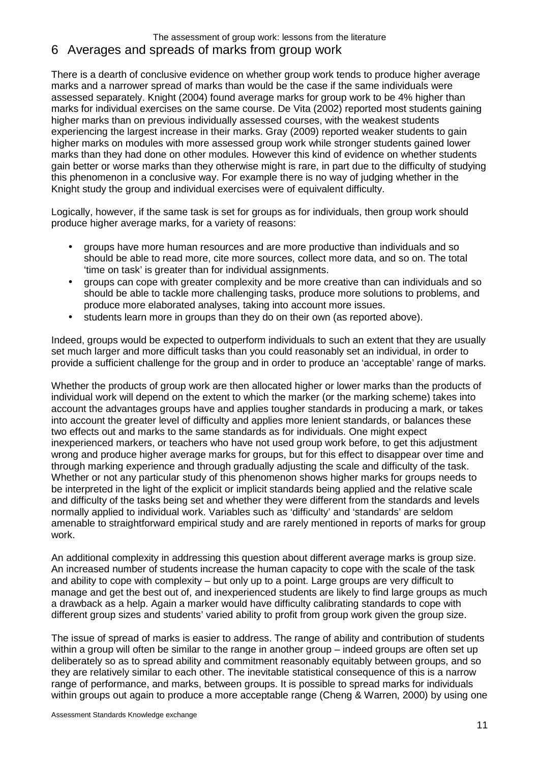# 6 Averages and spreads of marks from group work

There is a dearth of conclusive evidence on whether group work tends to produce higher average marks and a narrower spread of marks than would be the case if the same individuals were assessed separately. Knight (2004) found average marks for group work to be 4% higher than marks for individual exercises on the same course. De Vita (2002) reported most students gaining higher marks than on previous individually assessed courses, with the weakest students experiencing the largest increase in their marks. Gray (2009) reported weaker students to gain higher marks on modules with more assessed group work while stronger students gained lower marks than they had done on other modules. However this kind of evidence on whether students gain better or worse marks than they otherwise might is rare, in part due to the difficulty of studying this phenomenon in a conclusive way. For example there is no way of judging whether in the Knight study the group and individual exercises were of equivalent difficulty.

Logically, however, if the same task is set for groups as for individuals, then group work should produce higher average marks, for a variety of reasons:

- groups have more human resources and are more productive than individuals and so should be able to read more, cite more sources, collect more data, and so on. The total 'time on task' is greater than for individual assignments.
- groups can cope with greater complexity and be more creative than can individuals and so should be able to tackle more challenging tasks, produce more solutions to problems, and produce more elaborated analyses, taking into account more issues.
- students learn more in groups than they do on their own (as reported above).

Indeed, groups would be expected to outperform individuals to such an extent that they are usually set much larger and more difficult tasks than you could reasonably set an individual, in order to provide a sufficient challenge for the group and in order to produce an 'acceptable' range of marks.

Whether the products of group work are then allocated higher or lower marks than the products of individual work will depend on the extent to which the marker (or the marking scheme) takes into account the advantages groups have and applies tougher standards in producing a mark, or takes into account the greater level of difficulty and applies more lenient standards, or balances these two effects out and marks to the same standards as for individuals. One might expect inexperienced markers, or teachers who have not used group work before, to get this adjustment wrong and produce higher average marks for groups, but for this effect to disappear over time and through marking experience and through gradually adjusting the scale and difficulty of the task. Whether or not any particular study of this phenomenon shows higher marks for groups needs to be interpreted in the light of the explicit or implicit standards being applied and the relative scale and difficulty of the tasks being set and whether they were different from the standards and levels normally applied to individual work. Variables such as 'difficulty' and 'standards' are seldom amenable to straightforward empirical study and are rarely mentioned in reports of marks for group work.

An additional complexity in addressing this question about different average marks is group size. An increased number of students increase the human capacity to cope with the scale of the task and ability to cope with complexity – but only up to a point. Large groups are very difficult to manage and get the best out of, and inexperienced students are likely to find large groups as much a drawback as a help. Again a marker would have difficulty calibrating standards to cope with different group sizes and students' varied ability to profit from group work given the group size.

The issue of spread of marks is easier to address. The range of ability and contribution of students within a group will often be similar to the range in another group – indeed groups are often set up deliberately so as to spread ability and commitment reasonably equitably between groups, and so they are relatively similar to each other. The inevitable statistical consequence of this is a narrow range of performance, and marks, between groups. It is possible to spread marks for individuals within groups out again to produce a more acceptable range (Cheng & Warren, 2000) by using one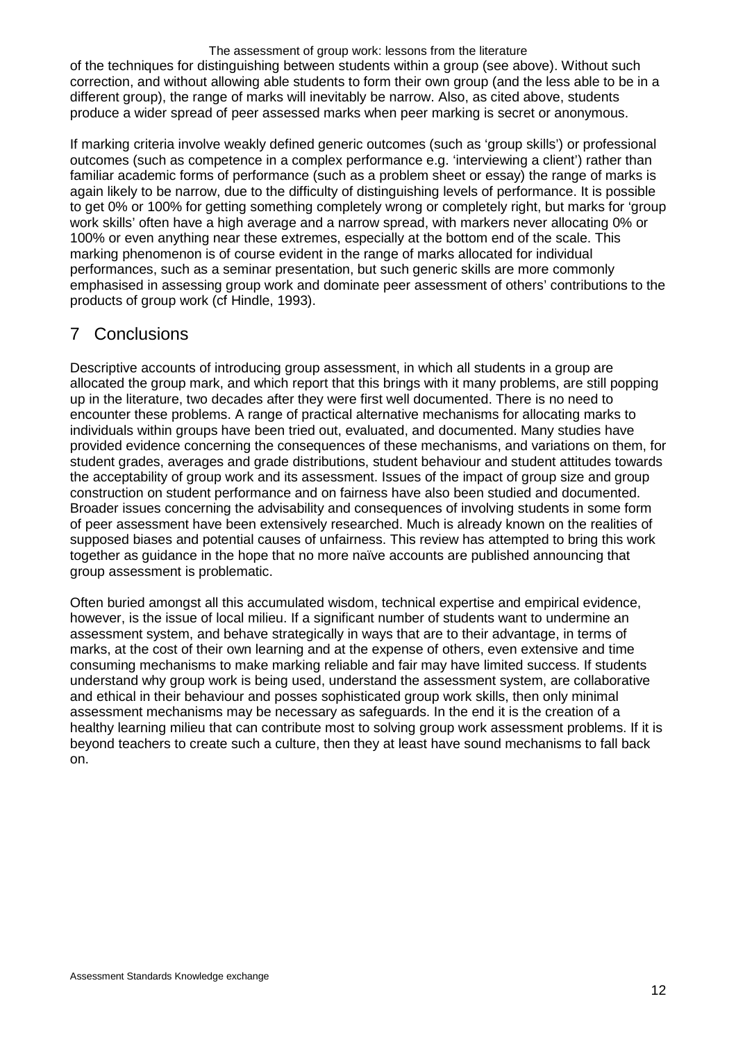of the techniques for distinguishing between students within a group (see above). Without such correction, and without allowing able students to form their own group (and the less able to be in a different group), the range of marks will inevitably be narrow. Also, as cited above, students produce a wider spread of peer assessed marks when peer marking is secret or anonymous.

If marking criteria involve weakly defined generic outcomes (such as 'group skills') or professional outcomes (such as competence in a complex performance e.g. 'interviewing a client') rather than familiar academic forms of performance (such as a problem sheet or essay) the range of marks is again likely to be narrow, due to the difficulty of distinguishing levels of performance. It is possible to get 0% or 100% for getting something completely wrong or completely right, but marks for 'group work skills' often have a high average and a narrow spread, with markers never allocating 0% or 100% or even anything near these extremes, especially at the bottom end of the scale. This marking phenomenon is of course evident in the range of marks allocated for individual performances, such as a seminar presentation, but such generic skills are more commonly emphasised in assessing group work and dominate peer assessment of others' contributions to the products of group work (cf Hindle, 1993).

## 7 Conclusions

Descriptive accounts of introducing group assessment, in which all students in a group are allocated the group mark, and which report that this brings with it many problems, are still popping up in the literature, two decades after they were first well documented. There is no need to encounter these problems. A range of practical alternative mechanisms for allocating marks to individuals within groups have been tried out, evaluated, and documented. Many studies have provided evidence concerning the consequences of these mechanisms, and variations on them, for student grades, averages and grade distributions, student behaviour and student attitudes towards the acceptability of group work and its assessment. Issues of the impact of group size and group construction on student performance and on fairness have also been studied and documented. Broader issues concerning the advisability and consequences of involving students in some form of peer assessment have been extensively researched. Much is already known on the realities of supposed biases and potential causes of unfairness. This review has attempted to bring this work together as guidance in the hope that no more naïve accounts are published announcing that group assessment is problematic.

Often buried amongst all this accumulated wisdom, technical expertise and empirical evidence, however, is the issue of local milieu. If a significant number of students want to undermine an assessment system, and behave strategically in ways that are to their advantage, in terms of marks, at the cost of their own learning and at the expense of others, even extensive and time consuming mechanisms to make marking reliable and fair may have limited success. If students understand why group work is being used, understand the assessment system, are collaborative and ethical in their behaviour and posses sophisticated group work skills, then only minimal assessment mechanisms may be necessary as safeguards. In the end it is the creation of a healthy learning milieu that can contribute most to solving group work assessment problems. If it is beyond teachers to create such a culture, then they at least have sound mechanisms to fall back on.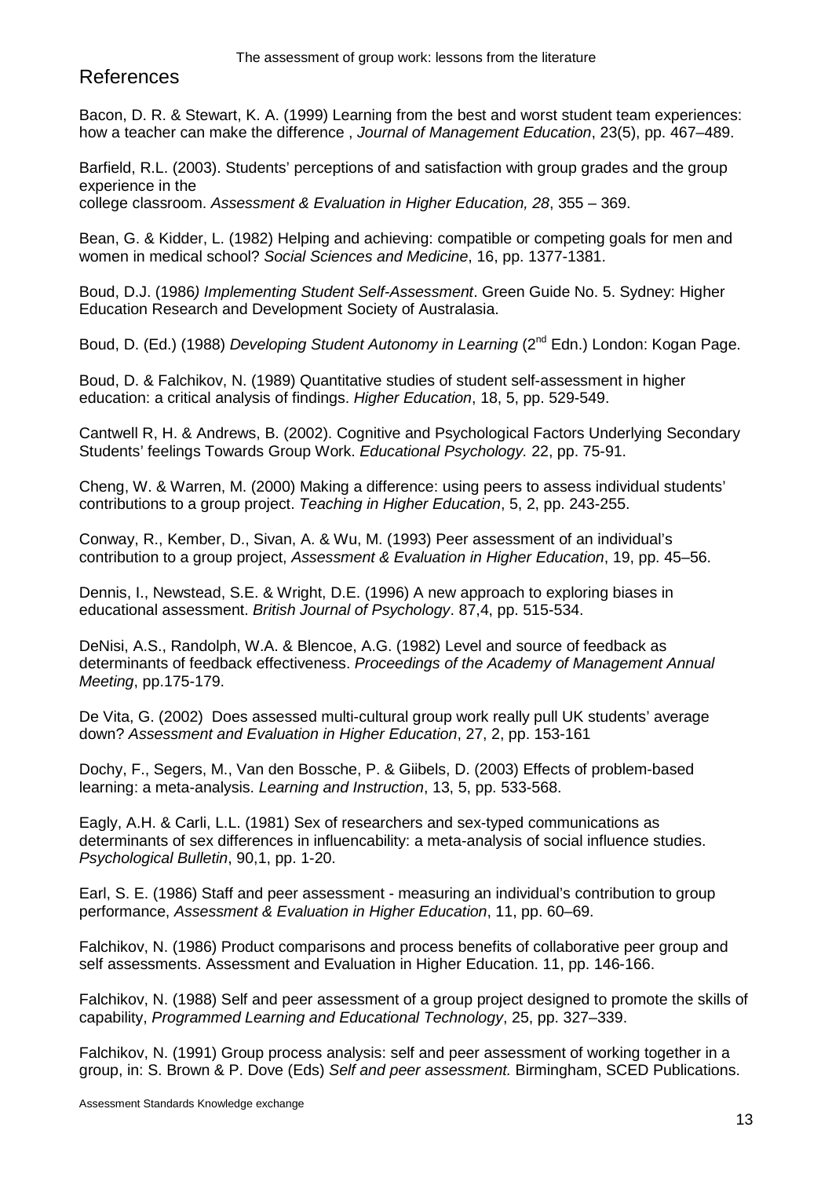## References

Bacon, D. R. & Stewart, K. A. (1999) Learning from the best and worst student team experiences: how a teacher can make the difference , *Journal of Management Education*, 23(5), pp. 467–489.

Barfield, R.L. (2003). Students' perceptions of and satisfaction with group grades and the group experience in the
college classroom. *Assessment & Evaluation in Higher Education, 28*, 355 – 369.

Bean, G. & Kidder, L. (1982) Helping and achieving: compatible or competing goals for men and women in medical school? *Social Sciences and Medicine*, 16, pp. 1377-1381.

Boud, D.J. (1986*) Implementing Student Self-Assessment*. Green Guide No. 5. Sydney: Higher Education Research and Development Society of Australasia.

Boud, D. (Ed.) (1988) *Developing Student Autonomy in Learning* (2nd Edn.) London: Kogan Page.

Boud, D. & Falchikov, N. (1989) Quantitative studies of student self-assessment in higher education: a critical analysis of findings. *Higher Education*, 18, 5, pp. 529-549.

Cantwell R, H. & Andrews, B. (2002). Cognitive and Psychological Factors Underlying Secondary Students' feelings Towards Group Work. *Educational Psychology.* 22, pp. 75-91.

Cheng, W. & Warren, M. (2000) Making a difference: using peers to assess individual students' contributions to a group project. *Teaching in Higher Education*, 5, 2, pp. 243-255.

Conway, R., Kember, D., Sivan, A. & Wu, M. (1993) Peer assessment of an individual's contribution to a group project, *Assessment & Evaluation in Higher Education*, 19, pp. 45–56.

Dennis, I., Newstead, S.E. & Wright, D.E. (1996) A new approach to exploring biases in educational assessment. *British Journal of Psychology*. 87,4, pp. 515-534.

DeNisi, A.S., Randolph, W.A. & Blencoe, A.G. (1982) Level and source of feedback as determinants of feedback effectiveness. *Proceedings of the Academy of Management Annual Meeting*, pp.175-179.

De Vita, G. (2002) Does assessed multi-cultural group work really pull UK students' average down? *Assessment and Evaluation in Higher Education*, 27, 2, pp. 153-161

Dochy, F., Segers, M., Van den Bossche, P. & Giibels, D. (2003) Effects of problem-based learning: a meta-analysis. *Learning and Instruction*, 13, 5, pp. 533-568.

Eagly, A.H. & Carli, L.L. (1981) Sex of researchers and sex-typed communications as determinants of sex differences in influencability: a meta-analysis of social influence studies. *Psychological Bulletin*, 90,1, pp. 1-20.

Earl, S. E. (1986) Staff and peer assessment - measuring an individual's contribution to group performance, *Assessment & Evaluation in Higher Education*, 11, pp. 60–69.

Falchikov, N. (1986) Product comparisons and process benefits of collaborative peer group and self assessments. Assessment and Evaluation in Higher Education. 11, pp. 146-166.

Falchikov, N. (1988) Self and peer assessment of a group project designed to promote the skills of capability, *Programmed Learning and Educational Technology*, 25, pp. 327–339.

Falchikov, N. (1991) Group process analysis: self and peer assessment of working together in a group, in: S. Brown & P. Dove (Eds) *Self and peer assessment.* Birmingham, SCED Publications.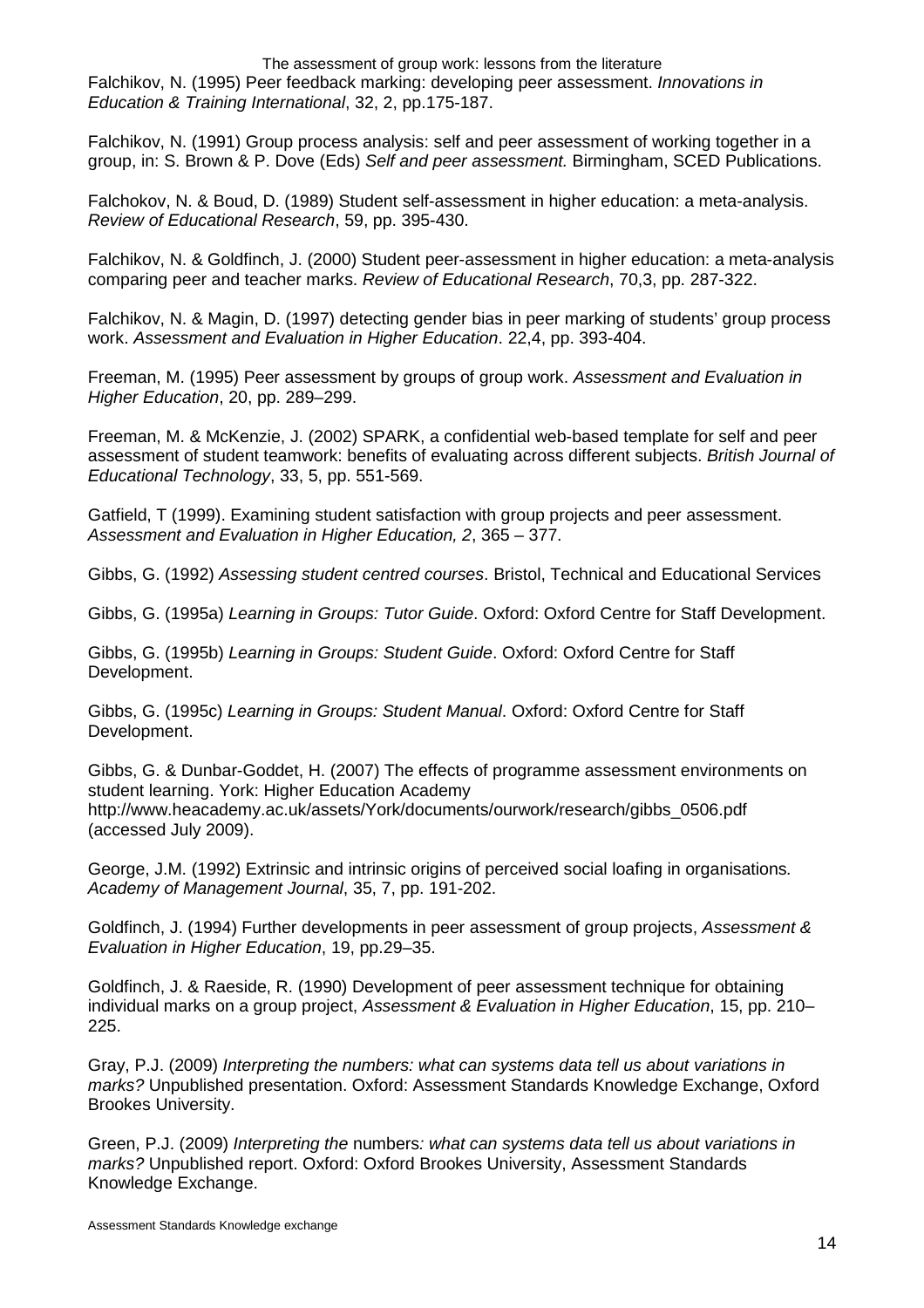Falchikov, N. (1995) Peer feedback marking: developing peer assessment. *Innovations in Education & Training International*, 32, 2, pp.175-187.

Falchikov, N. (1991) Group process analysis: self and peer assessment of working together in a group, in: S. Brown & P. Dove (Eds) *Self and peer assessment.* Birmingham, SCED Publications.

Falchokov, N. & Boud, D. (1989) Student self-assessment in higher education: a meta-analysis. *Review of Educational Research*, 59, pp. 395-430.

Falchikov, N. & Goldfinch, J. (2000) Student peer-assessment in higher education: a meta-analysis comparing peer and teacher marks. *Review of Educational Research*, 70,3, pp. 287-322.

Falchikov, N. & Magin, D. (1997) detecting gender bias in peer marking of students' group process work. *Assessment and Evaluation in Higher Education*. 22,4, pp. 393-404.

Freeman, M. (1995) Peer assessment by groups of group work. *Assessment and Evaluation in Higher Education*, 20, pp. 289–299.

Freeman, M. & McKenzie, J. (2002) SPARK, a confidential web-based template for self and peer assessment of student teamwork: benefits of evaluating across different subjects. *British Journal of Educational Technology*, 33, 5, pp. 551-569.

Gatfield, T (1999). Examining student satisfaction with group projects and peer assessment. *Assessment and Evaluation in Higher Education, 2*, 365 – 377.

Gibbs, G. (1992) *Assessing student centred courses*. Bristol, Technical and Educational Services

Gibbs, G. (1995a) *Learning in Groups: Tutor Guide*. Oxford: Oxford Centre for Staff Development.

Gibbs, G. (1995b) *Learning in Groups: Student Guide*. Oxford: Oxford Centre for Staff Development.

Gibbs, G. (1995c) *Learning in Groups: Student Manual*. Oxford: Oxford Centre for Staff Development.

Gibbs, G. & Dunbar-Goddet, H. (2007) The effects of programme assessment environments on student learning. York: Higher Education Academy http://www.heacademy.ac.uk/assets/York/documents/ourwork/research/gibbs_0506.pdf (accessed July 2009).

George, J.M. (1992) Extrinsic and intrinsic origins of perceived social loafing in organisations*. Academy of Management Journal*, 35, 7, pp. 191-202.

Goldfinch, J. (1994) Further developments in peer assessment of group projects, *Assessment & Evaluation in Higher Education*, 19, pp.29–35.

Goldfinch, J. & Raeside, R. (1990) Development of peer assessment technique for obtaining individual marks on a group project, *Assessment & Evaluation in Higher Education*, 15, pp. 210–225.

Gray, P.J. (2009) *Interpreting the numbers: what can systems data tell us about variations in marks?* Unpublished presentation. Oxford: Assessment Standards Knowledge Exchange, Oxford Brookes University.

Green, P.J. (2009) *Interpreting the* numbers*: what can systems data tell us about variations in marks?* Unpublished report. Oxford: Oxford Brookes University, Assessment Standards Knowledge Exchange.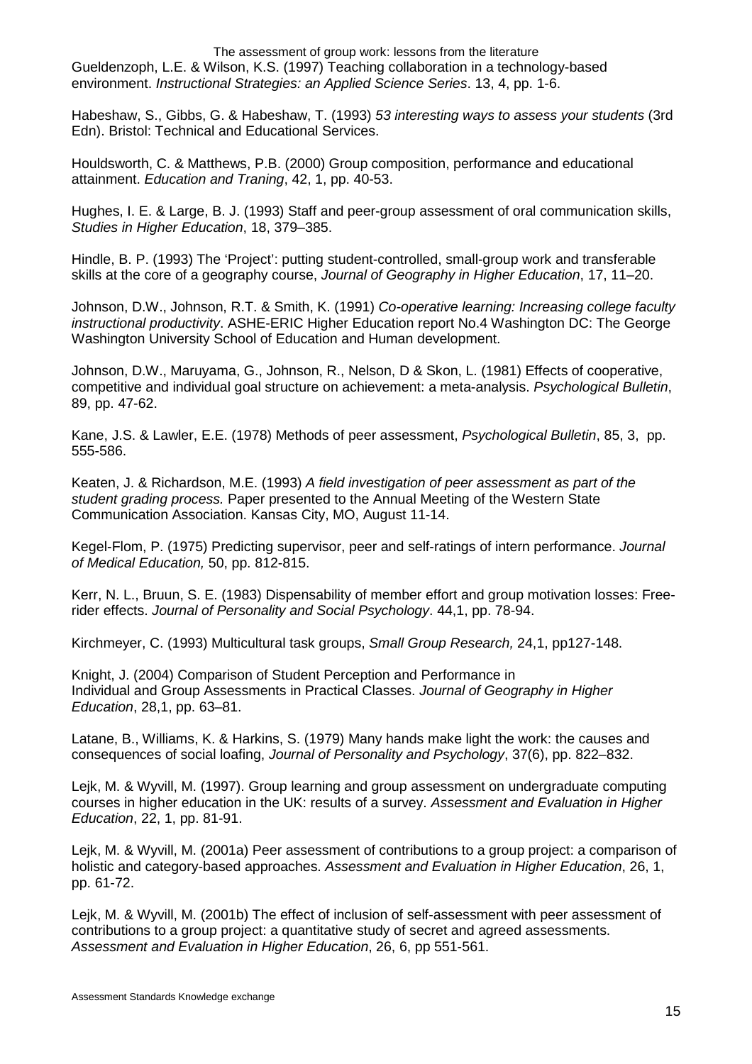Gueldenzoph, L.E. & Wilson, K.S. (1997) Teaching collaboration in a technology-based environment. *Instructional Strategies: an Applied Science Series*. 13, 4, pp. 1-6.

Habeshaw, S., Gibbs, G. & Habeshaw, T. (1993) *53 interesting ways to assess your students* (3rd Edn). Bristol: Technical and Educational Services.

Houldsworth, C. & Matthews, P.B. (2000) Group composition, performance and educational attainment. *Education and Traning*, 42, 1, pp. 40-53.

Hughes, I. E. & Large, B. J. (1993) Staff and peer-group assessment of oral communication skills, *Studies in Higher Education*, 18, 379–385.

Hindle, B. P. (1993) The 'Project': putting student-controlled, small-group work and transferable skills at the core of a geography course, *Journal of Geography in Higher Education*, 17, 11–20.

Johnson, D.W., Johnson, R.T. & Smith, K. (1991) *Co-operative learning: Increasing college faculty instructional productivity*. ASHE-ERIC Higher Education report No.4 Washington DC: The George Washington University School of Education and Human development.

Johnson, D.W., Maruyama, G., Johnson, R., Nelson, D & Skon, L. (1981) Effects of cooperative, competitive and individual goal structure on achievement: a meta-analysis. *Psychological Bulletin*, 89, pp. 47-62.

Kane, J.S. & Lawler, E.E. (1978) Methods of peer assessment, *Psychological Bulletin*, 85, 3, pp. 555-586.

Keaten, J. & Richardson, M.E. (1993) *A field investigation of peer assessment as part of the student grading process.* Paper presented to the Annual Meeting of the Western State Communication Association. Kansas City, MO, August 11-14.

Kegel-Flom, P. (1975) Predicting supervisor, peer and self-ratings of intern performance. *Journal of Medical Education,* 50, pp. 812-815.

Kerr, N. L., Bruun, S. E. (1983) Dispensability of member effort and group motivation losses: Free-rider effects. *Journal of Personality and Social Psychology*. 44,1, pp. 78-94.

Kirchmeyer, C. (1993) Multicultural task groups, *Small Group Research,* 24,1, pp127-148.

Knight, J. (2004) Comparison of Student Perception and Performance in Individual and Group Assessments in Practical Classes. *Journal of Geography in Higher Education*, 28,1, pp. 63–81.

Latane, B., Williams, K. & Harkins, S. (1979) Many hands make light the work: the causes and consequences of social loafing, *Journal of Personality and Psychology*, 37(6), pp. 822–832.

Lejk, M. & Wyvill, M. (1997). Group learning and group assessment on undergraduate computing courses in higher education in the UK: results of a survey. *Assessment and Evaluation in Higher Education*, 22, 1, pp. 81-91.

Lejk, M. & Wyvill, M. (2001a) Peer assessment of contributions to a group project: a comparison of holistic and category-based approaches. *Assessment and Evaluation in Higher Education*, 26, 1, pp. 61-72.

Lejk, M. & Wyvill, M. (2001b) The effect of inclusion of self-assessment with peer assessment of contributions to a group project: a quantitative study of secret and agreed assessments. *Assessment and Evaluation in Higher Education*, 26, 6, pp 551-561.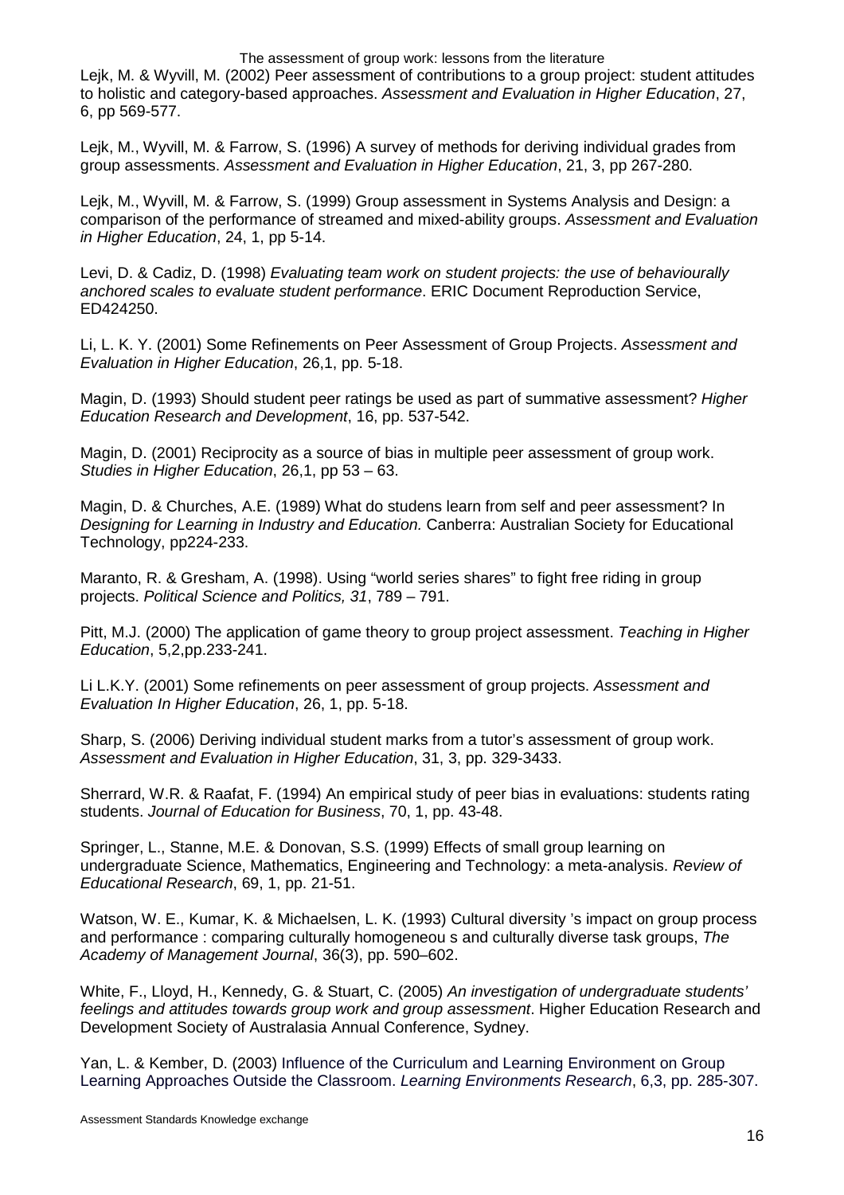Lejk, M. & Wyvill, M. (2002) Peer assessment of contributions to a group project: student attitudes to holistic and category-based approaches. *Assessment and Evaluation in Higher Education*, 27, 6, pp 569-577.

Lejk, M., Wyvill, M. & Farrow, S. (1996) A survey of methods for deriving individual grades from group assessments. *Assessment and Evaluation in Higher Education*, 21, 3, pp 267-280.

Lejk, M., Wyvill, M. & Farrow, S. (1999) Group assessment in Systems Analysis and Design: a comparison of the performance of streamed and mixed-ability groups. *Assessment and Evaluation in Higher Education*, 24, 1, pp 5-14.

Levi, D. & Cadiz, D. (1998) *Evaluating team work on student projects: the use of behaviourally anchored scales to evaluate student performance*. ERIC Document Reproduction Service, ED424250.

Li, L. K. Y. (2001) Some Refinements on Peer Assessment of Group Projects. *Assessment and Evaluation in Higher Education*, 26,1, pp. 5-18.

Magin, D. (1993) Should student peer ratings be used as part of summative assessment? *Higher Education Research and Development*, 16, pp. 537-542.

Magin, D. (2001) Reciprocity as a source of bias in multiple peer assessment of group work. *Studies in Higher Education*, 26,1, pp 53 – 63.

Magin, D. & Churches, A.E. (1989) What do studens learn from self and peer assessment? In *Designing for Learning in Industry and Education.* Canberra: Australian Society for Educational Technology, pp224-233.

Maranto, R. & Gresham, A. (1998). Using "world series shares" to fight free riding in group projects. *Political Science and Politics, 31*, 789 – 791.

Pitt, M.J. (2000) The application of game theory to group project assessment. *Teaching in Higher Education*, 5,2,pp.233-241.

Li L.K.Y. (2001) Some refinements on peer assessment of group projects. *Assessment and Evaluation In Higher Education*, 26, 1, pp. 5-18.

Sharp, S. (2006) Deriving individual student marks from a tutor's assessment of group work. *Assessment and Evaluation in Higher Education*, 31, 3, pp. 329-3433.

Sherrard, W.R. & Raafat, F. (1994) An empirical study of peer bias in evaluations: students rating students. *Journal of Education for Business*, 70, 1, pp. 43-48.

Springer, L., Stanne, M.E. & Donovan, S.S. (1999) Effects of small group learning on undergraduate Science, Mathematics, Engineering and Technology: a meta-analysis. *Review of Educational Research*, 69, 1, pp. 21-51.

Watson, W. E., Kumar, K. & Michaelsen, L. K. (1993) Cultural diversity 's impact on group process and performance : comparing culturally homogeneou s and culturally diverse task groups, *The Academy of Management Journal*, 36(3), pp. 590–602.

White, F., Lloyd, H., Kennedy, G. & Stuart, C. (2005) *An investigation of undergraduate students' feelings and attitudes towards group work and group assessment*. Higher Education Research and Development Society of Australasia Annual Conference, Sydney.

Yan, L. & Kember, D. (2003) Influence of the Curriculum and Learning Environment on Group Learning Approaches Outside the Classroom. *Learning Environments Research*, 6,3, pp. 285-307.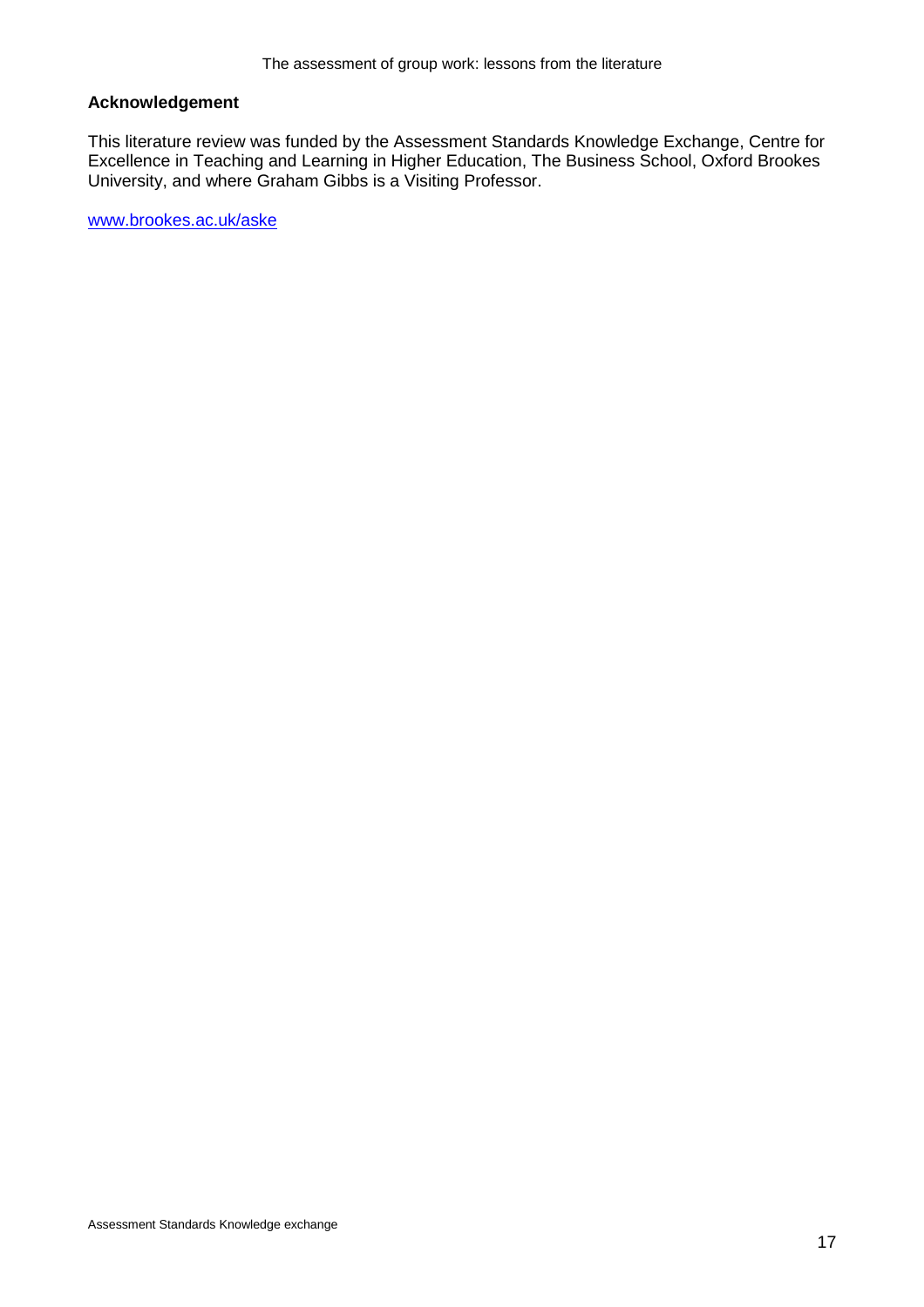### Acknowledgement

This literature review was funded by the Assessment Standards Knowledge Exchange, Centre for Excellence in Teaching and Learning in Higher Education, The Business School, Oxford Brookes University, and where Graham Gibbs is a Visiting Professor.

www.brookes.ac.uk/aske